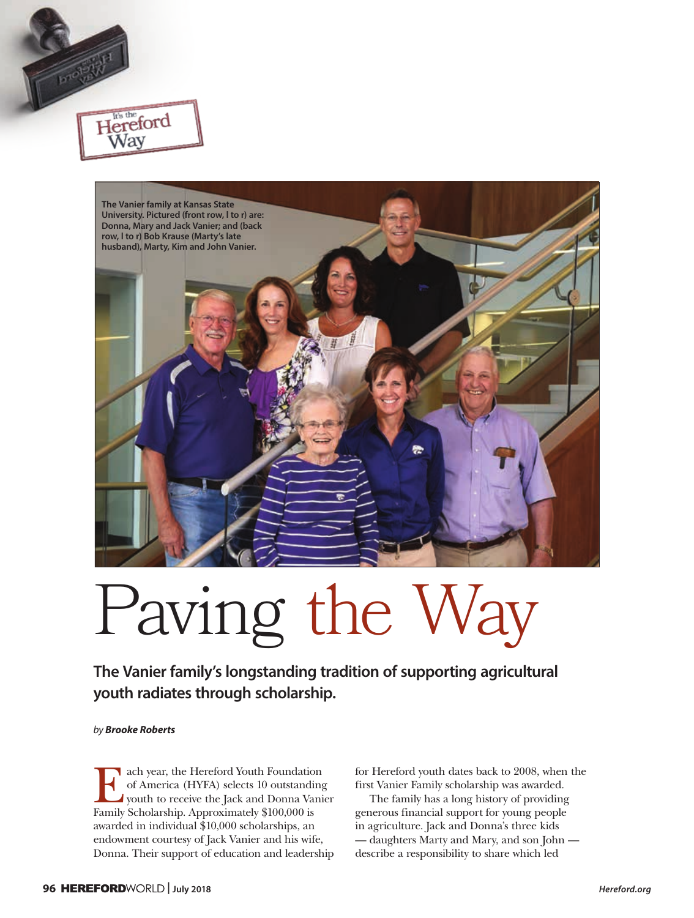It's the Hereford Way

The Vanier family at Kansas State University. Pictured (front row, l to r) are: Donna, Mary and Jack Vanier; and (back row, l to r) Bob Krause (Marty's late husband), Marty, Kim and John Vanier.

# Paving the Way

**The Vanier family's longstanding tradition of supporting agricultural youth radiates through scholarship.**

*by* ***Brooke Roberts***

Each year, the Hereford Youth Foundation of America (HYFA) selects 10 outstanding youth to receive the Jack and Donna Vanier Family Scholarship. Approximately $100,000 is awarded in individual $10,000 scholarships, an endowment courtesy of Jack Vanier and his wife, Donna. Their support of education and leadership for Hereford youth dates back to 2008, when the first Vanier Family scholarship was awarded.

The family has a long history of providing generous financial support for young people in agriculture. Jack and Donna's three kids — daughters Marty and Mary, and son John — describe a responsibility to share which led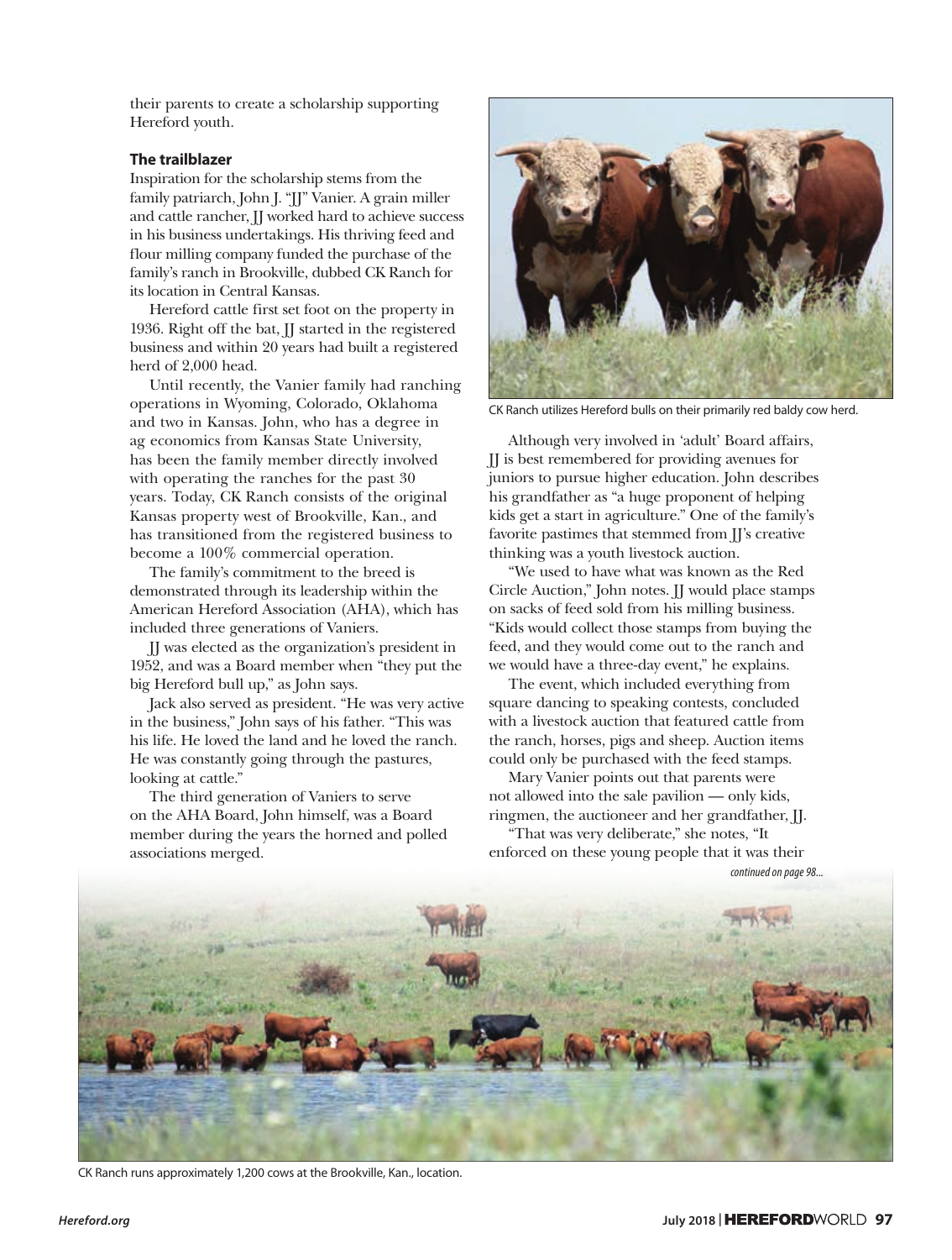their parents to create a scholarship supporting Hereford youth.

### The trailblazer

Inspiration for the scholarship stems from the family patriarch, John J. "JJ" Vanier. A grain miller and cattle rancher, JJ worked hard to achieve success in his business undertakings. His thriving feed and flour milling company funded the purchase of the family's ranch in Brookville, dubbed CK Ranch for its location in Central Kansas.

Hereford cattle first set foot on the property in 1936. Right off the bat, JJ started in the registered business and within 20 years had built a registered herd of 2,000 head.

Until recently, the Vanier family had ranching operations in Wyoming, Colorado, Oklahoma and two in Kansas. John, who has a degree in ag economics from Kansas State University, has been the family member directly involved with operating the ranches for the past 30 years. Today, CK Ranch consists of the original Kansas property west of Brookville, Kan., and has transitioned from the registered business to become a 100% commercial operation.

The family's commitment to the breed is demonstrated through its leadership within the American Hereford Association (AHA), which has included three generations of Vaniers.

JJ was elected as the organization's president in 1952, and was a Board member when "they put the big Hereford bull up," as John says.

Jack also served as president. "He was very active in the business," John says of his father. "This was his life. He loved the land and he loved the ranch. He was constantly going through the pastures, looking at cattle."

The third generation of Vaniers to serve on the AHA Board, John himself, was a Board member during the years the horned and polled associations merged.

CK Ranch utilizes Hereford bulls on their primarily red baldy cow herd.

Although very involved in 'adult' Board affairs, JJ is best remembered for providing avenues for juniors to pursue higher education. John describes his grandfather as "a huge proponent of helping kids get a start in agriculture." One of the family's favorite pastimes that stemmed from JJ's creative thinking was a youth livestock auction.

"We used to have what was known as the Red Circle Auction," John notes. JJ would place stamps on sacks of feed sold from his milling business. "Kids would collect those stamps from buying the feed, and they would come out to the ranch and we would have a three-day event," he explains.

The event, which included everything from square dancing to speaking contests, concluded with a livestock auction that featured cattle from the ranch, horses, pigs and sheep. Auction items could only be purchased with the feed stamps.

Mary Vanier points out that parents were not allowed into the sale pavilion — only kids, ringmen, the auctioneer and her grandfather, JJ.

"That was very deliberate," she notes, "It enforced on these young people that it was their

*continued on page 98...*

CK Ranch runs approximately 1,200 cows at the Brookville, Kan., location.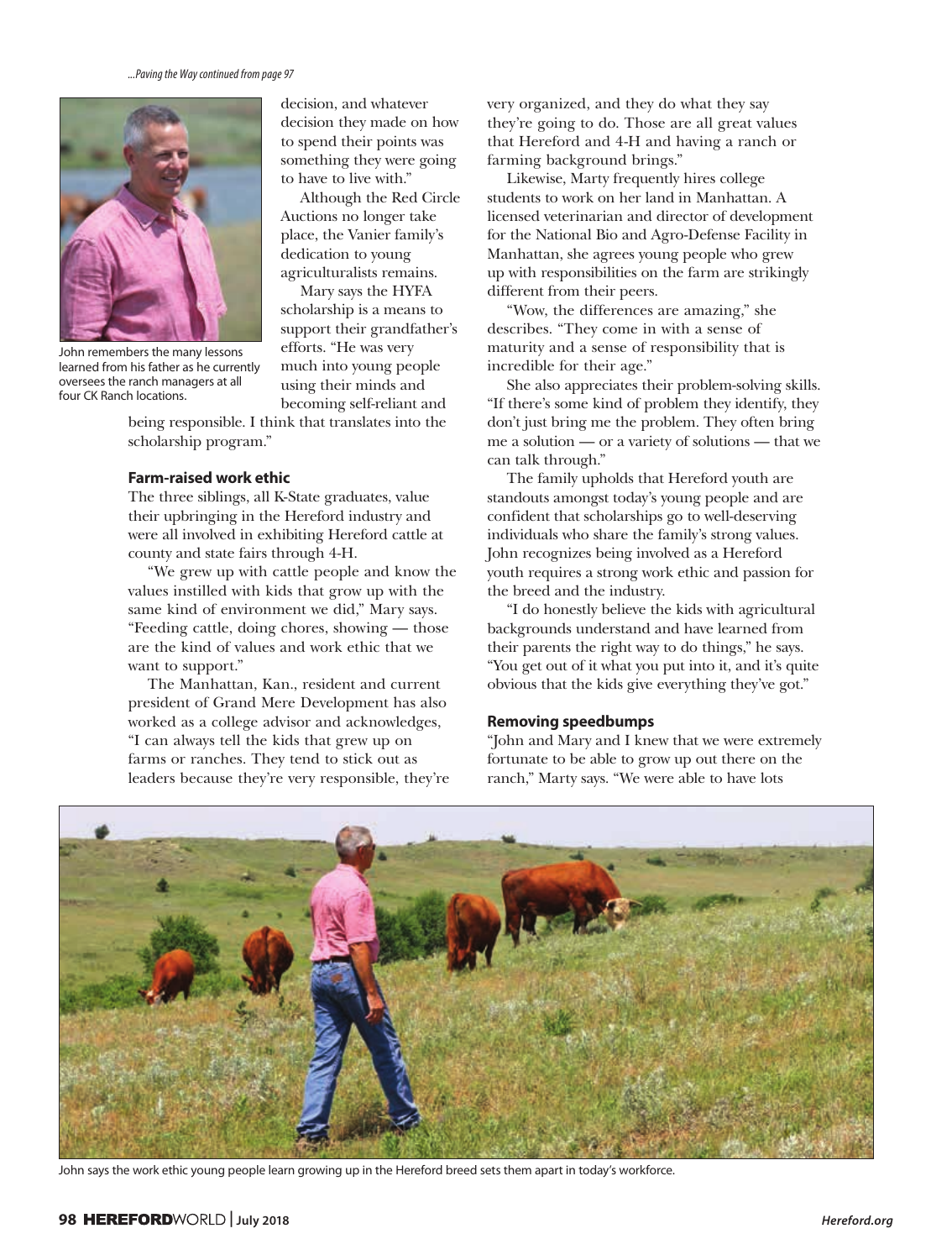*...Paving the Way continued from page 97*

John remembers the many lessons learned from his father as he currently oversees the ranch managers at all four CK Ranch locations.

decision, and whatever decision they made on how to spend their points was something they were going to have to live with."

Although the Red Circle Auctions no longer take place, the Vanier family's dedication to young agriculturalists remains.

Mary says the HYFA scholarship is a means to support their grandfather's efforts. "He was very much into young people using their minds and becoming self-reliant and being responsible. I think that translates into the scholarship program."

**Farm-raised work ethic**

The three siblings, all K-State graduates, value their upbringing in the Hereford industry and were all involved in exhibiting Hereford cattle at county and state fairs through 4-H.

"We grew up with cattle people and know the values instilled with kids that grow up with the same kind of environment we did," Mary says. "Feeding cattle, doing chores, showing — those are the kind of values and work ethic that we want to support."

The Manhattan, Kan., resident and current president of Grand Mere Development has also worked as a college advisor and acknowledges, "I can always tell the kids that grew up on farms or ranches. They tend to stick out as leaders because they're very responsible, they're very organized, and they do what they say they're going to do. Those are all great values that Hereford and 4-H and having a ranch or farming background brings."

Likewise, Marty frequently hires college students to work on her land in Manhattan. A licensed veterinarian and director of development for the National Bio and Agro-Defense Facility in Manhattan, she agrees young people who grew up with responsibilities on the farm are strikingly different from their peers.

"Wow, the differences are amazing," she describes. "They come in with a sense of maturity and a sense of responsibility that is incredible for their age."

She also appreciates their problem-solving skills. "If there's some kind of problem they identify, they don't just bring me the problem. They often bring me a solution — or a variety of solutions — that we can talk through."

The family upholds that Hereford youth are standouts amongst today's young people and are confident that scholarships go to well-deserving individuals who share the family's strong values. John recognizes being involved as a Hereford youth requires a strong work ethic and passion for the breed and the industry.

"I do honestly believe the kids with agricultural backgrounds understand and have learned from their parents the right way to do things," he says. "You get out of it what you put into it, and it's quite obvious that the kids give everything they've got."

**Removing speedbumps**

"John and Mary and I knew that we were extremely fortunate to be able to grow up out there on the ranch," Marty says. "We were able to have lots

John says the work ethic young people learn growing up in the Hereford breed sets them apart in today's workforce.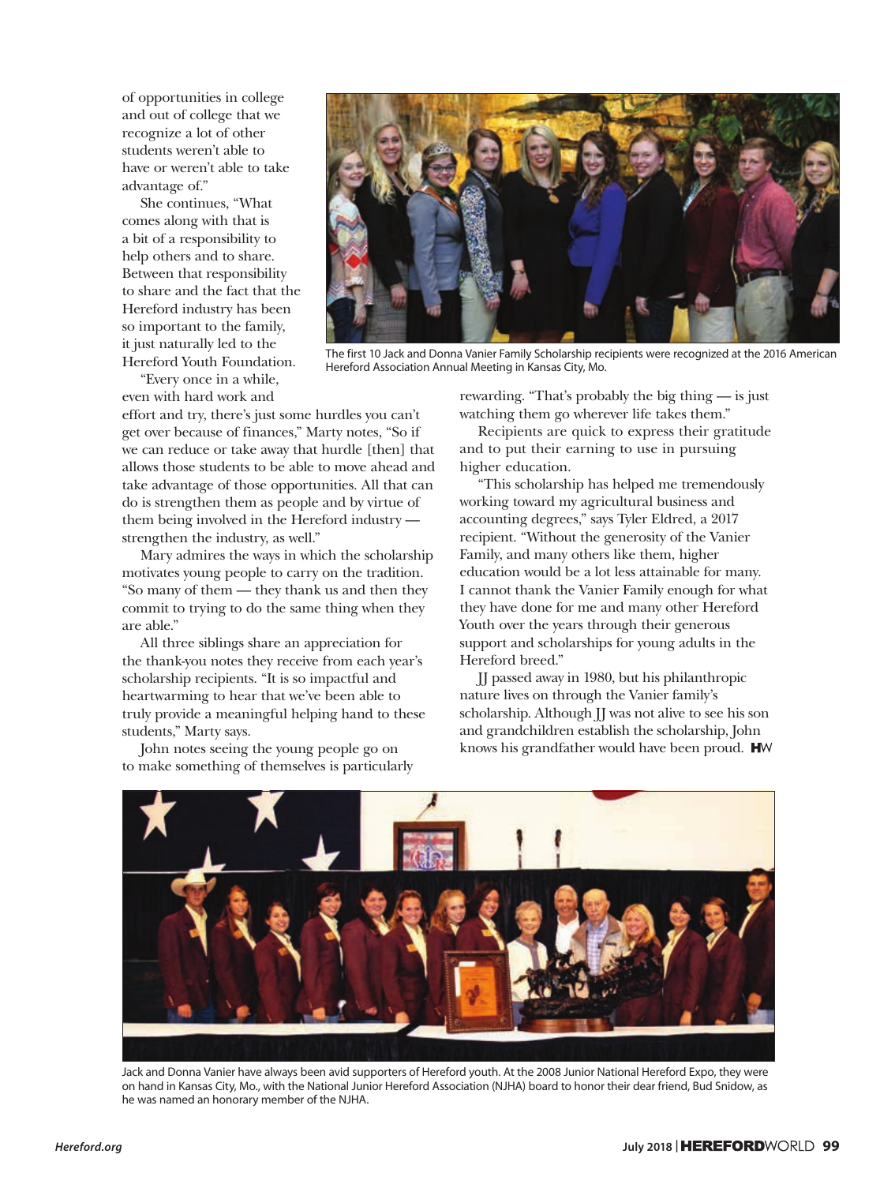of opportunities in college and out of college that we recognize a lot of other students weren't able to have or weren't able to take advantage of."

She continues, "What comes along with that is a bit of a responsibility to help others and to share. Between that responsibility to share and the fact that the Hereford industry has been so important to the family, it just naturally led to the Hereford Youth Foundation.

"Every once in a while, even with hard work and effort and try, there's just some hurdles you can't get over because of finances," Marty notes, "So if we can reduce or take away that hurdle [then] that allows those students to be able to move ahead and take advantage of those opportunities. All that can do is strengthen them as people and by virtue of them being involved in the Hereford industry — strengthen the industry, as well."

Mary admires the ways in which the scholarship motivates young people to carry on the tradition. "So many of them — they thank us and then they commit to trying to do the same thing when they are able."

All three siblings share an appreciation for the thank-you notes they receive from each year's scholarship recipients. "It is so impactful and heartwarming to hear that we've been able to truly provide a meaningful helping hand to these students," Marty says.

John notes seeing the young people go on to make something of themselves is particularly rewarding. "That's probably the big thing — is just watching them go wherever life takes them."

The first 10 Jack and Donna Vanier Family Scholarship recipients were recognized at the 2016 American Hereford Association Annual Meeting in Kansas City, Mo.

Recipients are quick to express their gratitude and to put their earning to use in pursuing higher education.

"This scholarship has helped me tremendously working toward my agricultural business and accounting degrees," says Tyler Eldred, a 2017 recipient. "Without the generosity of the Vanier Family, and many others like them, higher education would be a lot less attainable for many. I cannot thank the Vanier Family enough for what they have done for me and many other Hereford Youth over the years through their generous support and scholarships for young adults in the Hereford breed."

JJ passed away in 1980, but his philanthropic nature lives on through the Vanier family's scholarship. Although JJ was not alive to see his son and grandchildren establish the scholarship, John knows his grandfather would have been proud. HW

Jack and Donna Vanier have always been avid supporters of Hereford youth. At the 2008 Junior National Hereford Expo, they were on hand in Kansas City, Mo., with the National Junior Hereford Association (NJHA) board to honor their dear friend, Bud Snidow, as he was named an honorary member of the NJHA.